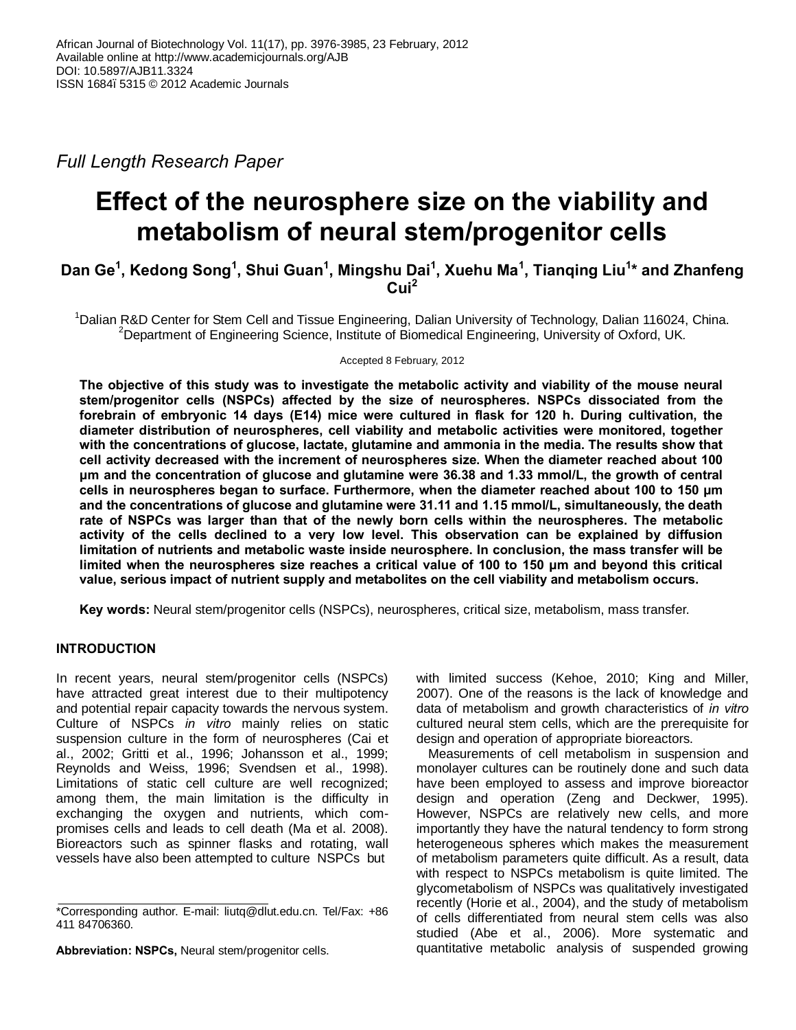African Journal of Biotechnology Vol. 11(17), pp. 3976-3985, 23 February, 2012
Available online at http://www.academicjournals.org/AJB
DOI: 10.5897/AJB11.3324
ISSN 1684–5315 © 2012 Academic Journals

*Full Length Research Paper*

# Effect of the neurosphere size on the viability and metabolism of neural stem/progenitor cells

**Dan Ge[1], Kedong Song[1], Shui Guan[1], Mingshu Dai[1], Xuehu Ma[1], Tianqing Liu[1]* and Zhanfeng Cui[2]**

[1]Dalian R&D Center for Stem Cell and Tissue Engineering, Dalian University of Technology, Dalian 116024, China.
[2]Department of Engineering Science, Institute of Biomedical Engineering, University of Oxford, UK.

Accepted 8 February, 2012

**The objective of this study was to investigate the metabolic activity and viability of the mouse neural stem/progenitor cells (NSPCs) affected by the size of neurospheres. NSPCs dissociated from the forebrain of embryonic 14 days (E14) mice were cultured in flask for 120 h. During cultivation, the diameter distribution of neurospheres, cell viability and metabolic activities were monitored, together with the concentrations of glucose, lactate, glutamine and ammonia in the media. The results show that cell activity decreased with the increment of neurospheres size. When the diameter reached about 100 µm and the concentration of glucose and glutamine were 36.38 and 1.33 mmol/L, the growth of central cells in neurospheres began to surface. Furthermore, when the diameter reached about 100 to 150 µm and the concentrations of glucose and glutamine were 31.11 and 1.15 mmol/L, simultaneously, the death rate of NSPCs was larger than that of the newly born cells within the neurospheres. The metabolic activity of the cells declined to a very low level. This observation can be explained by diffusion limitation of nutrients and metabolic waste inside neurosphere. In conclusion, the mass transfer will be limited when the neurospheres size reaches a critical value of 100 to 150 µm and beyond this critical value, serious impact of nutrient supply and metabolites on the cell viability and metabolism occurs.**

**Key words:** Neural stem/progenitor cells (NSPCs), neurospheres, critical size, metabolism, mass transfer.

## INTRODUCTION

In recent years, neural stem/progenitor cells (NSPCs) have attracted great interest due to their multipotency and potential repair capacity towards the nervous system. Culture of NSPCs *in vitro* mainly relies on static suspension culture in the form of neurospheres (Cai et al., 2002; Gritti et al., 1996; Johansson et al., 1999; Reynolds and Weiss, 1996; Svendsen et al., 1998). Limitations of static cell culture are well recognized; among them, the main limitation is the difficulty in exchanging the oxygen and nutrients, which compromises cells and leads to cell death (Ma et al. 2008). Bioreactors such as spinner flasks and rotating, wall vessels have also been attempted to culture NSPCs but with limited success (Kehoe, 2010; King and Miller, 2007). One of the reasons is the lack of knowledge and data of metabolism and growth characteristics of *in vitro* cultured neural stem cells, which are the prerequisite for design and operation of appropriate bioreactors.

Measurements of cell metabolism in suspension and monolayer cultures can be routinely done and such data have been employed to assess and improve bioreactor design and operation (Zeng and Deckwer, 1995). However, NSPCs are relatively new cells, and more importantly they have the natural tendency to form strong heterogeneous spheres which makes the measurement of metabolism parameters quite difficult. As a result, data with respect to NSPCs metabolism is quite limited. The glycometabolism of NSPCs was qualitatively investigated recently (Horie et al., 2004), and the study of metabolism of cells differentiated from neural stem cells was also studied (Abe et al., 2006). More systematic and quantitative metabolic analysis of suspended growing

*Corresponding author. E-mail: liutq@dlut.edu.cn. Tel/Fax: +86 411 84706360.

**Abbreviation: NSPCs,** Neural stem/progenitor cells.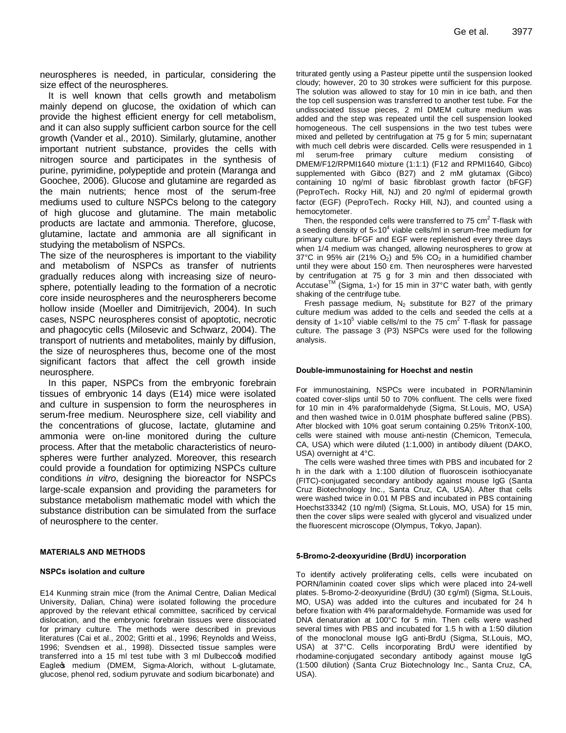neurospheres is needed, in particular, considering the size effect of the neurospheres.

It is well known that cells growth and metabolism mainly depend on glucose, the oxidation of which can provide the highest efficient energy for cell metabolism, and it can also supply sufficient carbon source for the cell growth (Vander et al., 2010). Similarly, glutamine, another important nutrient substance, provides the cells with nitrogen source and participates in the synthesis of purine, pyrimidine, polypeptide and protein (Maranga and Goochee, 2006). Glucose and glutamine are regarded as the main nutrients; hence most of the serum-free mediums used to culture NSPCs belong to the category of high glucose and glutamine. The main metabolic products are lactate and ammonia. Therefore, glucose, glutamine, lactate and ammonia are all significant in studying the metabolism of NSPCs.

The size of the neurospheres is important to the viability and metabolism of NSPCs as transfer of nutrients gradually reduces along with increasing size of neurosphere, potentially leading to the formation of a necrotic core inside neurospheres and the neurospherers become hollow inside (Moeller and Dimitrijevich, 2004). In such cases, NSPC neurospheres consist of apoptotic, necrotic and phagocytic cells (Milosevic and Schwarz, 2004). The transport of nutrients and metabolites, mainly by diffusion, the size of neurospheres thus, become one of the most significant factors that affect the cell growth inside neurosphere.

In this paper, NSPCs from the embryonic forebrain tissues of embryonic 14 days (E14) mice were isolated and culture in suspension to form the neurospheres in serum-free medium. Neurosphere size, cell viability and the concentrations of glucose, lactate, glutamine and ammonia were on-line monitored during the culture process. After that the metabolic characteristics of neurospheres were further analyzed. Moreover, this research could provide a foundation for optimizing NSPCs culture conditions *in vitro*, designing the bioreactor for NSPCs large-scale expansion and providing the parameters for substance metabolism mathematic model with which the substance distribution can be simulated from the surface of neurosphere to the center.

## MATERIALS AND METHODS

### NSPCs isolation and culture

E14 Kunming strain mice (from the Animal Centre, Dalian Medical University, Dalian, China) were isolated following the procedure approved by the relevant ethical committee, sacrificed by cervical dislocation, and the embryonic forebrain tissues were dissociated for primary culture. The methods were described in previous literatures (Cai et al., 2002; Gritti et al., 1996; Reynolds and Weiss, 1996; Svendsen et al., 1998). Dissected tissue samples were transferred into a 15 ml test tube with 3 ml Dulbecco's modified Eagle's medium (DMEM, Sigma-Alorich, without L-glutamate, glucose, phenol red, sodium pyruvate and sodium bicarbonate) and triturated gently using a Pasteur pipette until the suspension looked cloudy; however, 20 to 30 strokes were sufficient for this purpose. The solution was allowed to stay for 10 min in ice bath, and then the top cell suspension was transferred to another test tube. For the undissociated tissue pieces, 2 ml DMEM culture medium was added and the step was repeated until the cell suspension looked homogeneous. The cell suspensions in the two test tubes were mixed and pelleted by centrifugation at 75 g for 5 min; supernatant with much cell debris were discarded. Cells were resuspended in 1 ml serum-free primary culture medium consisting of DMEM/F12/RPMI1640 mixture (1:1:1) (F12 and RPMI1640, Gibco) supplemented with Gibco (B27) and 2 mM glutamax (Gibco) containing 10 ng/ml of basic fibroblast growth factor (bFGF) (PeproTech，Rocky Hill, NJ) and 20 ng/ml of epidermal growth factor (EGF) (PeproTech，Rocky Hill, NJ), and counted using a hemocytometer.

Then, the responded cells were transferred to 75 $cm^2$ T-flask with a seeding density of $5\times10^4$ viable cells/ml in serum-free medium for primary culture. bFGF and EGF were replenished every three days when 1/4 medium was changed, allowing neurospheres to grow at 37°C in 95% air (21% $O_2$) and 5% $CO_2$ in a humidified chamber until they were about 150 εm. Then neurospheres were harvested by centrifugation at 75 g for 3 min and then dissociated with Accutase$^{TM}$ (Sigma, 1×) for 15 min in 37°C water bath, with gently shaking of the centrifuge tube.

Fresh passage medium, $N_2$ substitute for B27 of the primary culture medium was added to the cells and seeded the cells at a density of $1\times10^5$ viable cells/ml to the 75 $cm^2$ T-flask for passage culture. The passage 3 (P3) NSPCs were used for the following analysis.

### Double-immunostaining for Hoechst and nestin

For immunostaining, NSPCs were incubated in PORN/laminin coated cover-slips until 50 to 70% confluent. The cells were fixed for 10 min in 4% paraformaldehyde (Sigma, St.Louis, MO, USA) and then washed twice in 0.01M phosphate buffered saline (PBS). After blocked with 10% goat serum containing 0.25% TritonX-100, cells were stained with mouse anti-nestin (Chemicon, Temecula, CA, USA) which were diluted (1:1,000) in antibody diluent (DAKO, USA) overnight at 4°C.

The cells were washed three times with PBS and incubated for 2 h in the dark with a 1:100 dilution of fluoroscein isothiocyanate (FITC)-conjugated secondary antibody against mouse IgG (Santa Cruz Biotechnology Inc., Santa Cruz, CA, USA). After that cells were washed twice in 0.01 M PBS and incubated in PBS containing Hoechst33342 (10 ng/ml) (Sigma, St.Louis, MO, USA) for 15 min, then the cover slips were sealed with glycerol and visualized under the fluorescent microscope (Olympus, Tokyo, Japan).

### 5-Bromo-2-deoxyuridine (BrdU) incorporation

To identify actively proliferating cells, cells were incubated on PORN/laminin coated cover slips which were placed into 24-well plates. 5-Bromo-2-deoxyuridine (BrdU) (30 εg/ml) (Sigma, St.Louis, MO, USA) was added into the cultures and incubated for 24 h before fixation with 4% paraformaldehyde. Formamide was used for DNA denaturation at 100°C for 5 min. Then cells were washed several times with PBS and incubated for 1.5 h with a 1:50 dilution of the monoclonal mouse IgG anti-BrdU (Sigma, St.Louis, MO, USA) at 37°C. Cells incorporating BrdU were identified by rhodamine-conjugated secondary antibody against mouse IgG (1:500 dilution) (Santa Cruz Biotechnology Inc., Santa Cruz, CA, USA).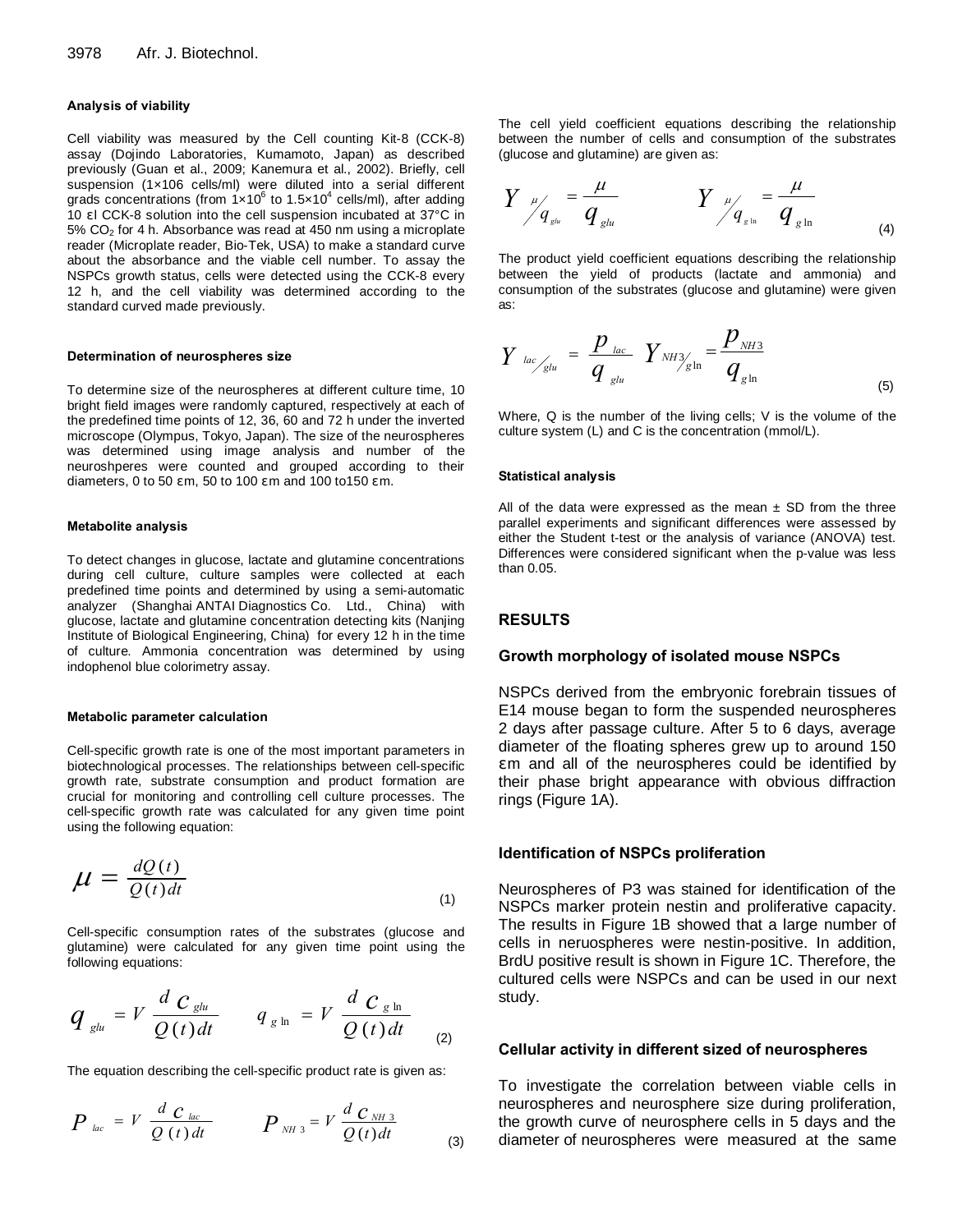#### Analysis of viability

Cell viability was measured by the Cell counting Kit-8 (CCK-8) assay (Dojindo Laboratories, Kumamoto, Japan) as described previously (Guan et al., 2009; Kanemura et al., 2002). Briefly, cell suspension (1×106 cells/ml) were diluted into a serial different grads concentrations (from $1\times10^6$ to $1.5\times10^4$ cells/ml), after adding 10 ɛl CCK-8 solution into the cell suspension incubated at 37°C in 5% $CO_2$ for 4 h. Absorbance was read at 450 nm using a microplate reader (Microplate reader, Bio-Tek, USA) to make a standard curve about the absorbance and the viable cell number. To assay the NSPCs growth status, cells were detected using the CCK-8 every 12 h, and the cell viability was determined according to the standard curved made previously.

#### Determination of neurospheres size

To determine size of the neurospheres at different culture time, 10 bright field images were randomly captured, respectively at each of the predefined time points of 12, 36, 60 and 72 h under the inverted microscope (Olympus, Tokyo, Japan). The size of the neurospheres was determined using image analysis and number of the neuroshperes were counted and grouped according to their diameters, 0 to 50 ɛm, 50 to 100 ɛm and 100 to150 ɛm.

#### Metabolite analysis

To detect changes in glucose, lactate and glutamine concentrations during cell culture, culture samples were collected at each predefined time points and determined by using a semi-automatic analyzer (Shanghai ANTAI Diagnostics Co. Ltd., China) with glucose, lactate and glutamine concentration detecting kits (Nanjing Institute of Biological Engineering, China) for every 12 h in the time of culture. Ammonia concentration was determined by using indophenol blue colorimetry assay.

#### Metabolic parameter calculation

Cell-specific growth rate is one of the most important parameters in biotechnological processes. The relationships between cell-specific growth rate, substrate consumption and product formation are crucial for monitoring and controlling cell culture processes. The cell-specific growth rate was calculated for any given time point using the following equation:

$$\mu = \frac{dQ(t)}{Q(t)dt} \tag{1}$$

Cell-specific consumption rates of the substrates (glucose and glutamine) were calculated for any given time point using the following equations:

$$q_{glu} = V\frac{dc_{glu}}{Q(t)dt} \qquad q_{g\ln} = V\frac{dc_{g\ln}}{Q(t)dt} \tag{2}$$

The equation describing the cell-specific product rate is given as:

$$P_{lac} = V\frac{dc_{lac}}{Q(t)dt} \qquad P_{NH3} = V\frac{dc_{NH3}}{Q(t)dt} \tag{3}$$

The cell yield coefficient equations describing the relationship between the number of cells and consumption of the substrates (glucose and glutamine) are given as:

$$Y_{\mu/q_{glu}} = \frac{\mu}{q_{glu}} \qquad Y_{\mu/q_{g\ln}} = \frac{\mu}{q_{g\ln}} \tag{4}$$

The product yield coefficient equations describing the relationship between the yield of products (lactate and ammonia) and consumption of the substrates (glucose and glutamine) were given as:

$$Y_{lac/glu} = \frac{p_{lac}}{q_{glu}} \quad Y_{NH3/g\ln} = \frac{p_{NH3}}{q_{g\ln}} \tag{5}$$

Where, Q is the number of the living cells; V is the volume of the culture system (L) and C is the concentration (mmol/L).

#### Statistical analysis

All of the data were expressed as the mean ± SD from the three parallel experiments and significant differences were assessed by either the Student t-test or the analysis of variance (ANOVA) test. Differences were considered significant when the p-value was less than 0.05.

## RESULTS

### Growth morphology of isolated mouse NSPCs

NSPCs derived from the embryonic forebrain tissues of E14 mouse began to form the suspended neurospheres 2 days after passage culture. After 5 to 6 days, average diameter of the floating spheres grew up to around 150 ɛm and all of the neurospheres could be identified by their phase bright appearance with obvious diffraction rings (Figure 1A).

### Identification of NSPCs proliferation

Neurospheres of P3 was stained for identification of the NSPCs marker protein nestin and proliferative capacity. The results in Figure 1B showed that a large number of cells in neruospheres were nestin-positive. In addition, BrdU positive result is shown in Figure 1C. Therefore, the cultured cells were NSPCs and can be used in our next study.

### Cellular activity in different sized of neurospheres

To investigate the correlation between viable cells in neurospheres and neurosphere size during proliferation, the growth curve of neurosphere cells in 5 days and the diameter of neurospheres were measured at the same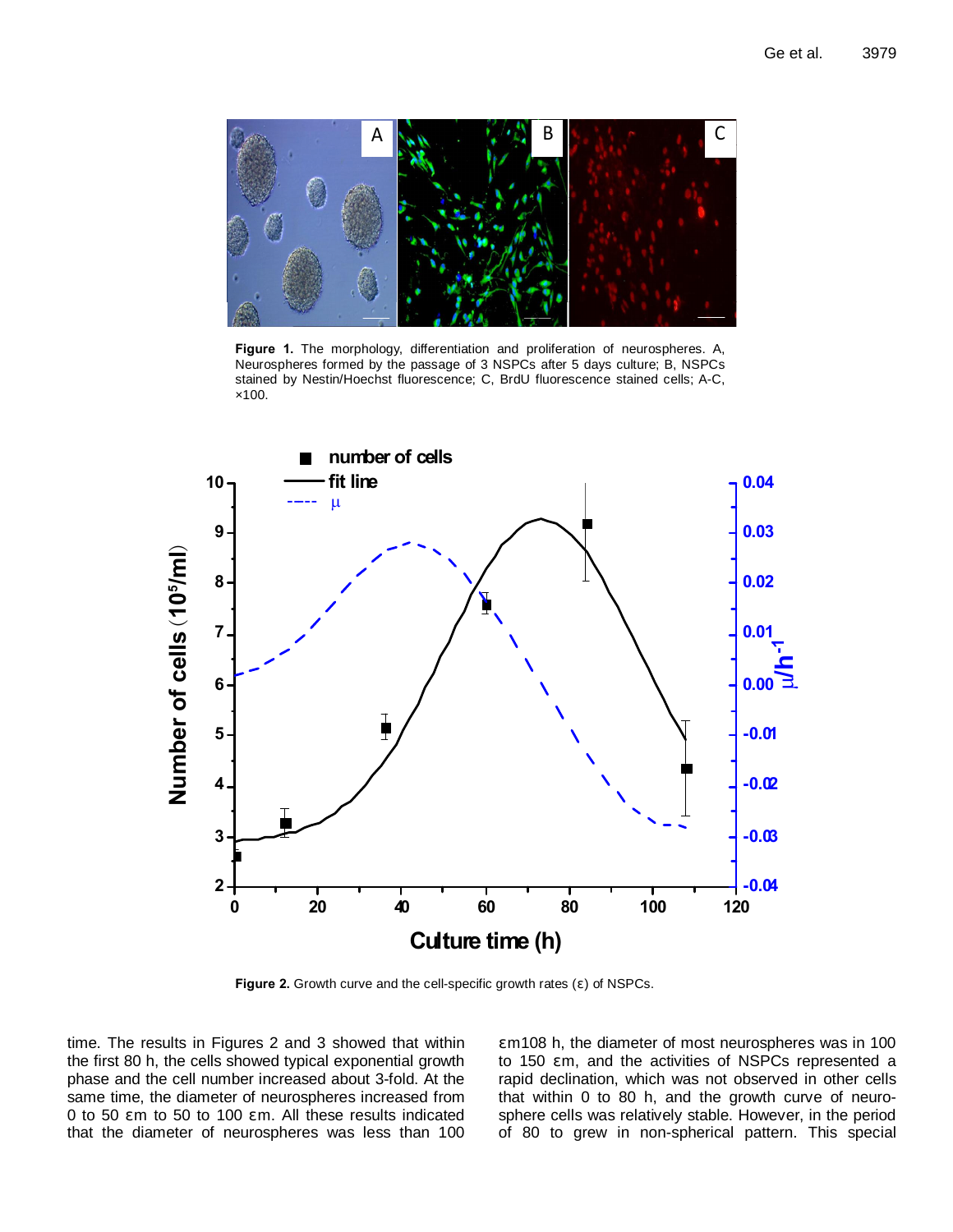**Figure 1.** The morphology, differentiation and proliferation of neurospheres. A, Neurospheres formed by the passage of 3 NSPCs after 5 days culture; B, NSPCs stained by Nestin/Hoechst fluorescence; C, BrdU fluorescence stained cells; A-C, ×100.

**Figure 2.** Growth curve and the cell-specific growth rates (ε) of NSPCs.

time. The results in Figures 2 and 3 showed that within the first 80 h, the cells showed typical exponential growth phase and the cell number increased about 3-fold. At the same time, the diameter of neurospheres increased from 0 to 50 εm to 50 to 100 εm. All these results indicated that the diameter of neurospheres was less than 100 εm108 h, the diameter of most neurospheres was in 100 to 150 εm, and the activities of NSPCs represented a rapid declination, which was not observed in other cells that within 0 to 80 h, and the growth curve of neurosphere cells was relatively stable. However, in the period of 80 to grew in non-spherical pattern. This special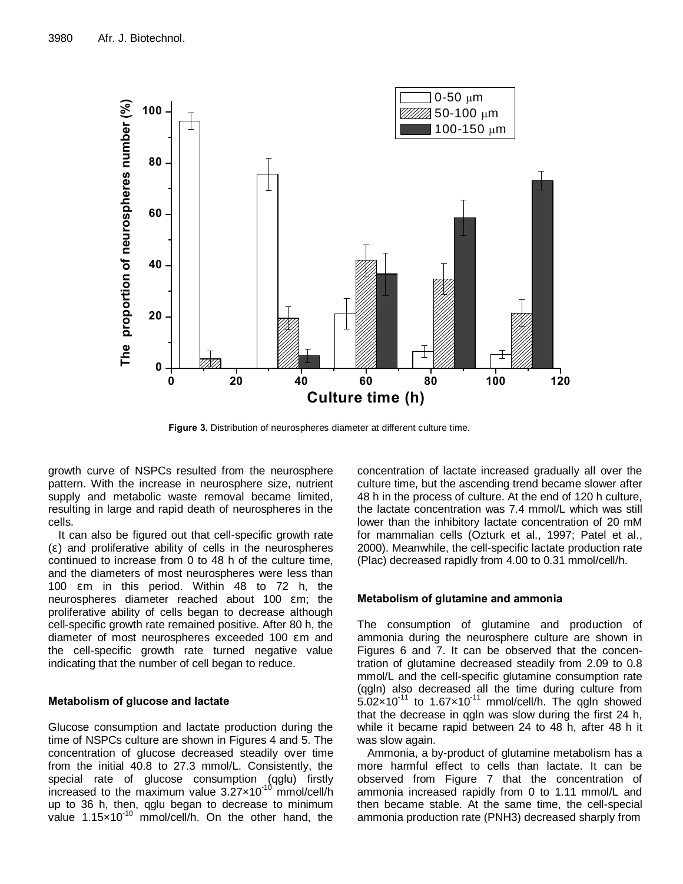Figure 3. Distribution of neurospheres diameter at different culture time.

growth curve of NSPCs resulted from the neurosphere pattern. With the increase in neurosphere size, nutrient supply and metabolic waste removal became limited, resulting in large and rapid death of neurospheres in the cells.

It can also be figured out that cell-specific growth rate (ε) and proliferative ability of cells in the neurospheres continued to increase from 0 to 48 h of the culture time, and the diameters of most neurospheres were less than 100 εm in this period. Within 48 to 72 h, the neurospheres diameter reached about 100 εm; the proliferative ability of cells began to decrease although cell-specific growth rate remained positive. After 80 h, the diameter of most neurospheres exceeded 100 εm and the cell-specific growth rate turned negative value indicating that the number of cell began to reduce.

### Metabolism of glucose and lactate

Glucose consumption and lactate production during the time of NSPCs culture are shown in Figures 4 and 5. The concentration of glucose decreased steadily over time from the initial 40.8 to 27.3 mmol/L. Consistently, the special rate of glucose consumption (qglu) firstly increased to the maximum value $3.27\times10^{-10}$ mmol/cell/h up to 36 h, then, qglu began to decrease to minimum value $1.15\times10^{-10}$ mmol/cell/h. On the other hand, the concentration of lactate increased gradually all over the culture time, but the ascending trend became slower after 48 h in the process of culture. At the end of 120 h culture, the lactate concentration was 7.4 mmol/L which was still lower than the inhibitory lactate concentration of 20 mM for mammalian cells (Ozturk et al., 1997; Patel et al., 2000). Meanwhile, the cell-specific lactate production rate (Plac) decreased rapidly from 4.00 to 0.31 mmol/cell/h.

### Metabolism of glutamine and ammonia

The consumption of glutamine and production of ammonia during the neurosphere culture are shown in Figures 6 and 7. It can be observed that the concentration of glutamine decreased steadily from 2.09 to 0.8 mmol/L and the cell-specific glutamine consumption rate (qgln) also decreased all the time during culture from $5.02\times10^{-11}$ to $1.67\times10^{-11}$ mmol/cell/h. The qgln showed that the decrease in qgln was slow during the first 24 h, while it became rapid between 24 to 48 h, after 48 h it was slow again.

Ammonia, a by-product of glutamine metabolism has a more harmful effect to cells than lactate. It can be observed from Figure 7 that the concentration of ammonia increased rapidly from 0 to 1.11 mmol/L and then became stable. At the same time, the cell-special ammonia production rate (PNH3) decreased sharply from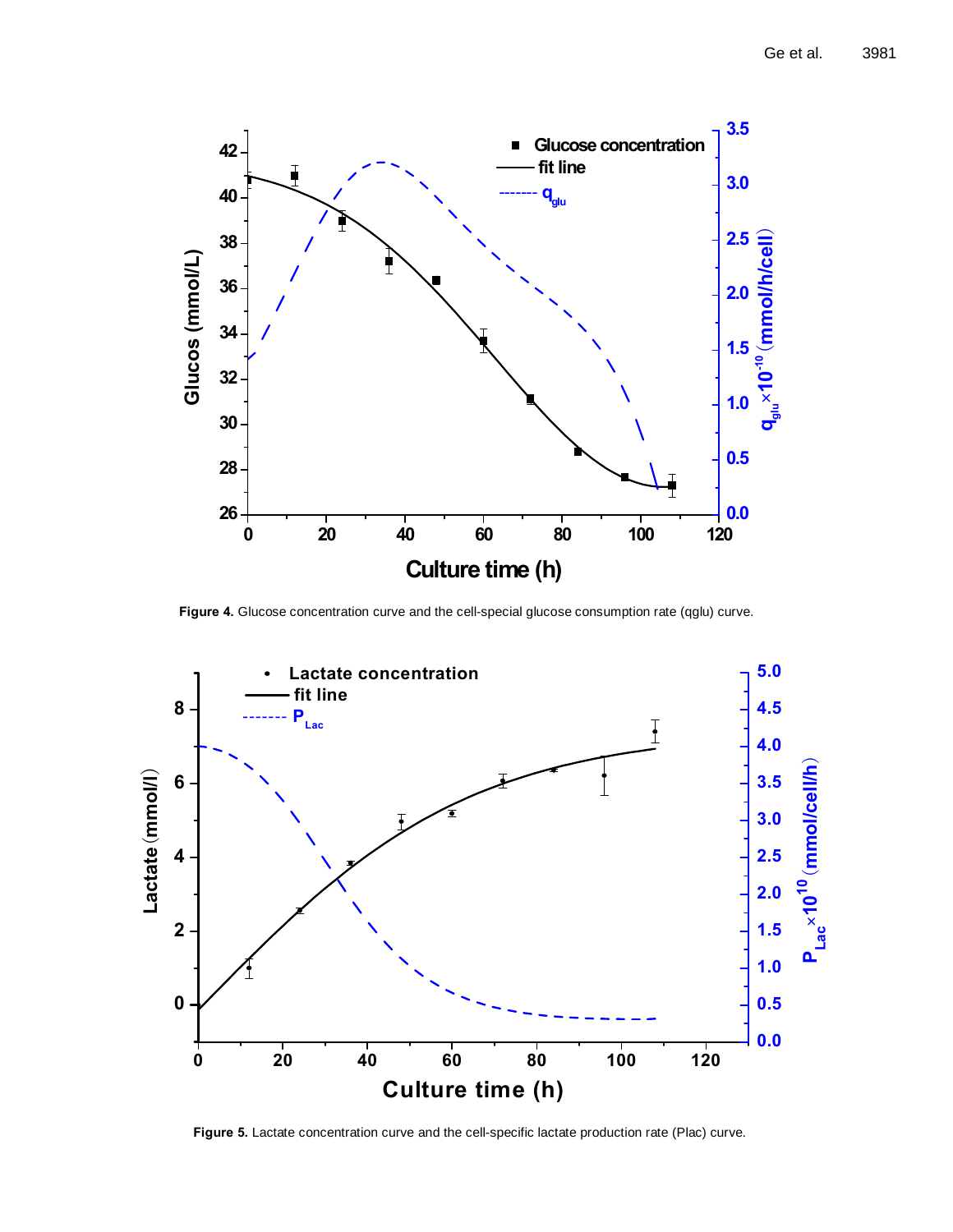**Figure 4.** Glucose concentration curve and the cell-special glucose consumption rate (qglu) curve.

**Figure 5.** Lactate concentration curve and the cell-specific lactate production rate (Plac) curve.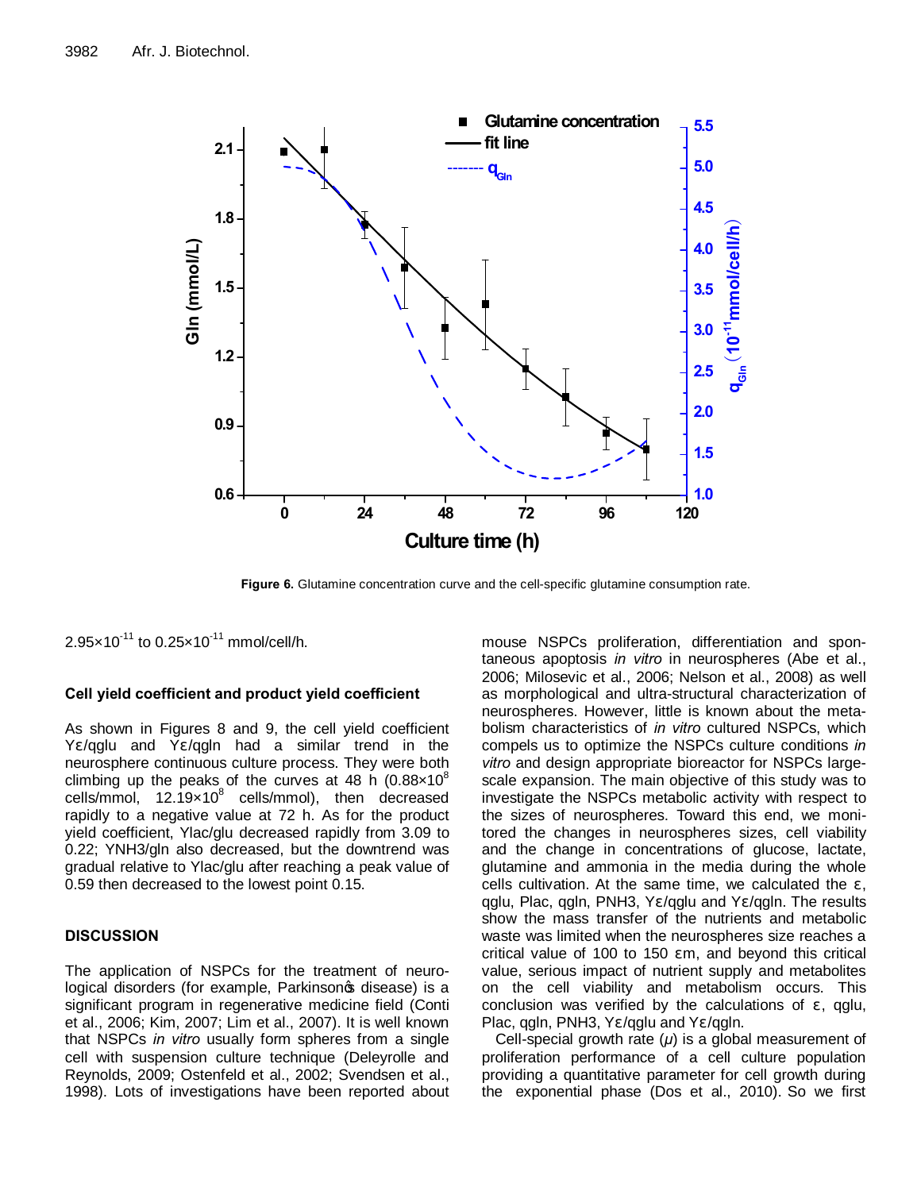Figure 6. Glutamine concentration curve and the cell-specific glutamine consumption rate.

$2.95 \times 10^{-11}$ to $0.25 \times 10^{-11}$ mmol/cell/h.

### Cell yield coefficient and product yield coefficient

As shown in Figures 8 and 9, the cell yield coefficient Yε/qglu and Yε/qgln had a similar trend in the neurosphere continuous culture process. They were both climbing up the peaks of the curves at 48 h ($0.88 \times 10^8$ cells/mmol, $12.19 \times 10^8$ cells/mmol), then decreased rapidly to a negative value at 72 h. As for the product yield coefficient, Ylac/glu decreased rapidly from 3.09 to 0.22; YNH3/gln also decreased, but the downtrend was gradual relative to Ylac/glu after reaching a peak value of 0.59 then decreased to the lowest point 0.15.

## DISCUSSION

The application of NSPCs for the treatment of neurological disorders (for example, Parkinson�s disease) is a significant program in regenerative medicine field (Conti et al., 2006; Kim, 2007; Lim et al., 2007). It is well known that NSPCs *in vitro* usually form spheres from a single cell with suspension culture technique (Deleyrolle and Reynolds, 2009; Ostenfeld et al., 2002; Svendsen et al., 1998). Lots of investigations have been reported about mouse NSPCs proliferation, differentiation and spontaneous apoptosis *in vitro* in neurospheres (Abe et al., 2006; Milosevic et al., 2006; Nelson et al., 2008) as well as morphological and ultra-structural characterization of neurospheres. However, little is known about the metabolism characteristics of *in vitro* cultured NSPCs, which compels us to optimize the NSPCs culture conditions *in vitro* and design appropriate bioreactor for NSPCs large-scale expansion. The main objective of this study was to investigate the NSPCs metabolic activity with respect to the sizes of neurospheres. Toward this end, we monitored the changes in neurospheres sizes, cell viability and the change in concentrations of glucose, lactate, glutamine and ammonia in the media during the whole cells cultivation. At the same time, we calculated the ε, qglu, Plac, qgln, PNH3, Yε/qglu and Yε/qgln. The results show the mass transfer of the nutrients and metabolic waste was limited when the neurospheres size reaches a critical value of 100 to 150 εm, and beyond this critical value, serious impact of nutrient supply and metabolites on the cell viability and metabolism occurs. This conclusion was verified by the calculations of ε, qglu, Plac, qgln, PNH3, Yε/qglu and Yε/qgln.

Cell-special growth rate ($\mu$) is a global measurement of proliferation performance of a cell culture population providing a quantitative parameter for cell growth during the exponential phase (Dos et al., 2010). So we first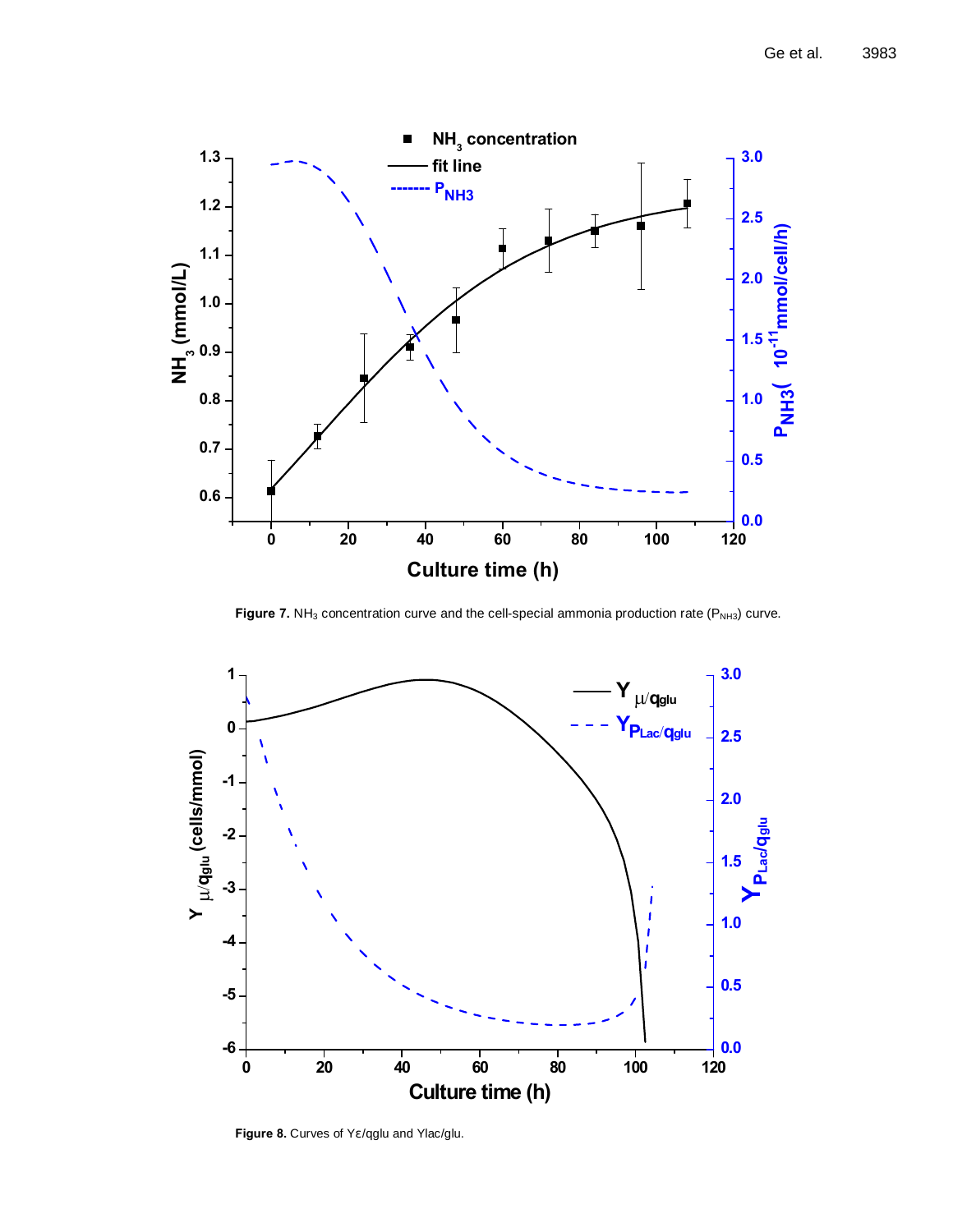**Figure 7.** $NH_3$ concentration curve and the cell-special ammonia production rate ($P_{NH3}$) curve.

**Figure 8.** Curves of $Y\varepsilon/q_{glu}$ and $Y_{lac/glu}$.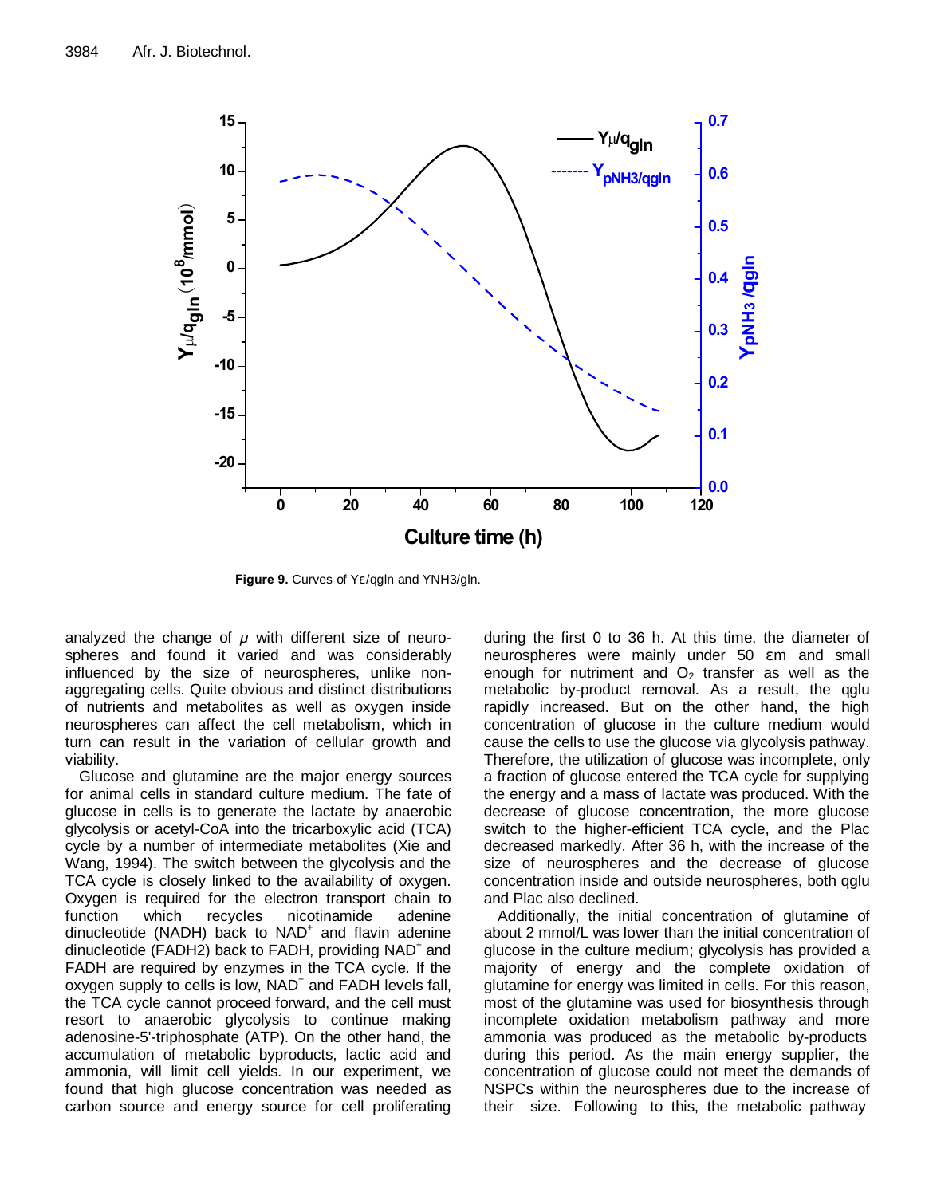Figure 9. Curves of Yε/qgln and YNH3/gln.

analyzed the change of $\mu$ with different size of neurospheres and found it varied and was considerably influenced by the size of neurospheres, unlike non-aggregating cells. Quite obvious and distinct distributions of nutrients and metabolites as well as oxygen inside neurospheres can affect the cell metabolism, which in turn can result in the variation of cellular growth and viability.

Glucose and glutamine are the major energy sources for animal cells in standard culture medium. The fate of glucose in cells is to generate the lactate by anaerobic glycolysis or acetyl-CoA into the tricarboxylic acid (TCA) cycle by a number of intermediate metabolites (Xie and Wang, 1994). The switch between the glycolysis and the TCA cycle is closely linked to the availability of oxygen. Oxygen is required for the electron transport chain to function which recycles nicotinamide adenine dinucleotide (NADH) back to $NAD^+$ and flavin adenine dinucleotide (FADH2) back to FADH, providing $NAD^+$ and FADH are required by enzymes in the TCA cycle. If the oxygen supply to cells is low, $NAD^+$ and FADH levels fall, the TCA cycle cannot proceed forward, and the cell must resort to anaerobic glycolysis to continue making adenosine-5'-triphosphate (ATP). On the other hand, the accumulation of metabolic byproducts, lactic acid and ammonia, will limit cell yields. In our experiment, we found that high glucose concentration was needed as carbon source and energy source for cell proliferating during the first 0 to 36 h. At this time, the diameter of neurospheres were mainly under 50 εm and small enough for nutriment and $O_2$ transfer as well as the metabolic by-product removal. As a result, the qglu rapidly increased. But on the other hand, the high concentration of glucose in the culture medium would cause the cells to use the glucose via glycolysis pathway. Therefore, the utilization of glucose was incomplete, only a fraction of glucose entered the TCA cycle for supplying the energy and a mass of lactate was produced. With the decrease of glucose concentration, the more glucose switch to the higher-efficient TCA cycle, and the Plac decreased markedly. After 36 h, with the increase of the size of neurospheres and the decrease of glucose concentration inside and outside neurospheres, both qglu and Plac also declined.

Additionally, the initial concentration of glutamine of about 2 mmol/L was lower than the initial concentration of glucose in the culture medium; glycolysis has provided a majority of energy and the complete oxidation of glutamine for energy was limited in cells. For this reason, most of the glutamine was used for biosynthesis through incomplete oxidation metabolism pathway and more ammonia was produced as the metabolic by-products during this period. As the main energy supplier, the concentration of glucose could not meet the demands of NSPCs within the neurospheres due to the increase of their size. Following to this, the metabolic pathway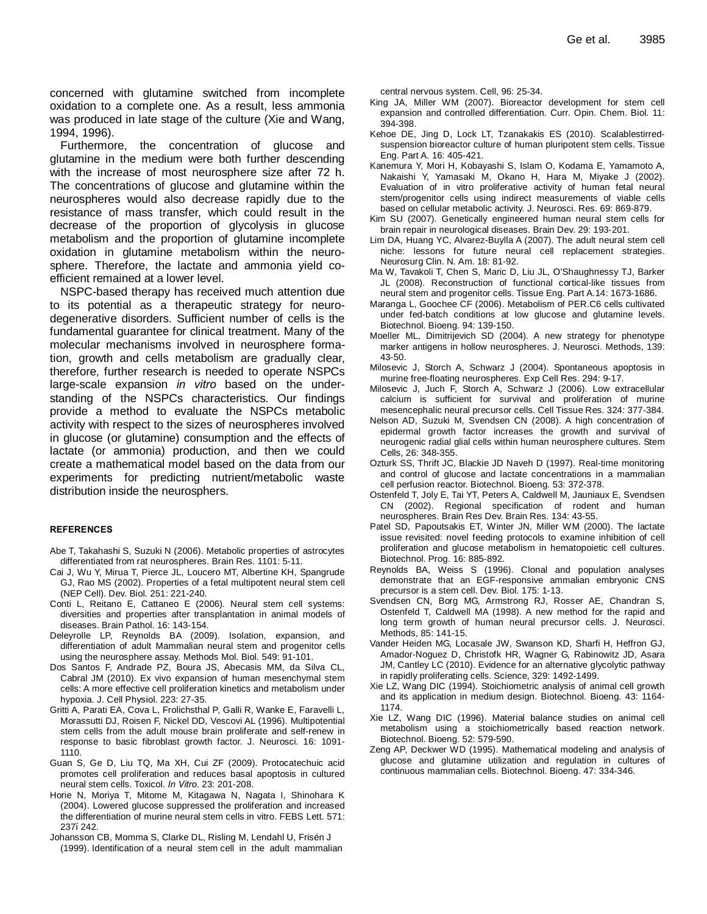concerned with glutamine switched from incomplete oxidation to a complete one. As a result, less ammonia was produced in late stage of the culture (Xie and Wang, 1994, 1996).

Furthermore, the concentration of glucose and glutamine in the medium were both further descending with the increase of most neurosphere size after 72 h. The concentrations of glucose and glutamine within the neurospheres would also decrease rapidly due to the resistance of mass transfer, which could result in the decrease of the proportion of glycolysis in glucose metabolism and the proportion of glutamine incomplete oxidation in glutamine metabolism within the neurosphere. Therefore, the lactate and ammonia yield coefficient remained at a lower level.

NSPC-based therapy has received much attention due to its potential as a therapeutic strategy for neurodegenerative disorders. Sufficient number of cells is the fundamental guarantee for clinical treatment. Many of the molecular mechanisms involved in neurosphere formation, growth and cells metabolism are gradually clear, therefore, further research is needed to operate NSPCs large-scale expansion *in vitro* based on the understanding of the NSPCs characteristics. Our findings provide a method to evaluate the NSPCs metabolic activity with respect to the sizes of neurospheres involved in glucose (or glutamine) consumption and the effects of lactate (or ammonia) production, and then we could create a mathematical model based on the data from our experiments for predicting nutrient/metabolic waste distribution inside the neurosphers.

## REFERENCES

Abe T, Takahashi S, Suzuki N (2006). Metabolic properties of astrocytes differentiated from rat neurospheres. Brain Res. 1101: 5-11.

Cai J, Wu Y, Mirua T, Pierce JL, Loucero MT, Albertine KH, Spangrude GJ, Rao MS (2002). Properties of a fetal multipotent neural stem cell (NEP Cell). Dev. Biol. 251: 221-240.

Conti L, Reitano E, Cattaneo E (2006). Neural stem cell systems: diversities and properties after transplantation in animal models of diseases. Brain Pathol. 16: 143-154.

Deleyrolle LP, Reynolds BA (2009). Isolation, expansion, and differentiation of adult Mammalian neural stem and progenitor cells using the neurosphere assay. Methods Mol. Biol. 549: 91-101.

Dos Santos F, Andrade PZ, Boura JS, Abecasis MM, da Silva CL, Cabral JM (2010). Ex vivo expansion of human mesenchymal stem cells: A more effective cell proliferation kinetics and metabolism under hypoxia. J. Cell Physiol. 223: 27-35.

Gritti A, Parati EA, Cova L, Frolichsthal P, Galli R, Wanke E, Faravelli L, Morassutti DJ, Roisen F, Nickel DD, Vescovi AL (1996). Multipotential stem cells from the adult mouse brain proliferate and self-renew in response to basic fibroblast growth factor. J. Neurosci. 16: 1091-1110.

Guan S, Ge D, Liu TQ, Ma XH, Cui ZF (2009). Protocatechuic acid promotes cell proliferation and reduces basal apoptosis in cultured neural stem cells. Toxicol. *In Vitro*. 23: 201-208.

Horie N, Moriya T, Mitome M, Kitagawa N, Nagata I, Shinohara K (2004). Lowered glucose suppressed the proliferation and increased the differentiation of murine neural stem cells in vitro. FEBS Lett. 571: 237ï 242.

Johansson CB, Momma S, Clarke DL, Risling M, Lendahl U, Frisén J (1999). Identification of a neural stem cell in the adult mammalian central nervous system. Cell, 96: 25-34.

King JA, Miller WM (2007). Bioreactor development for stem cell expansion and controlled differentiation. Curr. Opin. Chem. Biol. 11: 394-398.

Kehoe DE, Jing D, Lock LT, Tzanakakis ES (2010). Scalablestirred-suspension bioreactor culture of human pluripotent stem cells. Tissue Eng. Part A. 16: 405-421.

Kanemura Y, Mori H, Kobayashi S, Islam O, Kodama E, Yamamoto A, Nakaishi Y, Yamasaki M, Okano H, Hara M, Miyake J (2002). Evaluation of in vitro proliferative activity of human fetal neural stem/progenitor cells using indirect measurements of viable cells based on cellular metabolic activity. J. Neurosci. Res. 69: 869-879.

Kim SU (2007). Genetically engineered human neural stem cells for brain repair in neurological diseases. Brain Dev. 29: 193-201.

Lim DA, Huang YC, Alvarez-Buylla A (2007). The adult neural stem cell niche: lessons for future neural cell replacement strategies. Neurosurg Clin. N. Am. 18: 81-92.

Ma W, Tavakoli T, Chen S, Maric D, Liu JL, O'Shaughnessy TJ, Barker JL (2008). Reconstruction of functional cortical-like tissues from neural stem and progenitor cells. Tissue Eng. Part A.14: 1673-1686.

Maranga L, Goochee CF (2006). Metabolism of PER.C6 cells cultivated under fed-batch conditions at low glucose and glutamine levels. Biotechnol. Bioeng. 94: 139-150.

Moeller ML, Dimitrijevich SD (2004). A new strategy for phenotype marker antigens in hollow neurospheres. J. Neurosci. Methods, 139: 43-50.

Milosevic J, Storch A, Schwarz J (2004). Spontaneous apoptosis in murine free-floating neurospheres. Exp Cell Res. 294: 9-17.

Milosevic J, Juch F, Storch A, Schwarz J (2006). Low extracellular calcium is sufficient for survival and proliferation of murine mesencephalic neural precursor cells. Cell Tissue Res. 324: 377-384.

Nelson AD, Suzuki M, Svendsen CN (2008). A high concentration of epidermal growth factor increases the growth and survival of neurogenic radial glial cells within human neurosphere cultures. Stem Cells, 26: 348-355.

Ozturk SS, Thrift JC, Blackie JD Naveh D (1997). Real-time monitoring and control of glucose and lactate concentrations in a mammalian cell perfusion reactor. Biotechnol. Bioeng. 53: 372-378.

Ostenfeld T, Joly E, Tai YT, Peters A, Caldwell M, Jauniaux E, Svendsen CN (2002). Regional specification of rodent and human neurospheres. Brain Res Dev. Brain Res. 134: 43-55.

Patel SD, Papoutsakis ET, Winter JN, Miller WM (2000). The lactate issue revisited: novel feeding protocols to examine inhibition of cell proliferation and glucose metabolism in hematopoietic cell cultures. Biotechnol. Prog. 16: 885-892.

Reynolds BA, Weiss S (1996). Clonal and population analyses demonstrate that an EGF-responsive ammalian embryonic CNS precursor is a stem cell. Dev. Biol. 175: 1-13.

Svendsen CN, Borg MG, Armstrong RJ, Rosser AE, Chandran S, Ostenfeld T, Caldwell MA (1998). A new method for the rapid and long term growth of human neural precursor cells. J. Neurosci. Methods, 85: 141-15.

Vander Heiden MG, Locasale JW, Swanson KD, Sharfi H, Heffron GJ, Amador-Noguez D, Christofk HR, Wagner G, Rabinowitz JD, Asara JM, Cantley LC (2010). Evidence for an alternative glycolytic pathway in rapidly proliferating cells. Science, 329: 1492-1499.

Xie LZ, Wang DIC (1994). Stoichiometric analysis of animal cell growth and its application in medium design. Biotechnol. Bioeng. 43: 1164-1174.

Xie LZ, Wang DIC (1996). Material balance studies on animal cell metabolism using a stoichiometrically based reaction network. Biotechnol. Bioeng. 52: 579-590.

Zeng AP, Deckwer WD (1995). Mathematical modeling and analysis of glucose and glutamine utilization and regulation in cultures of continuous mammalian cells. Biotechnol. Bioeng. 47: 334-346.